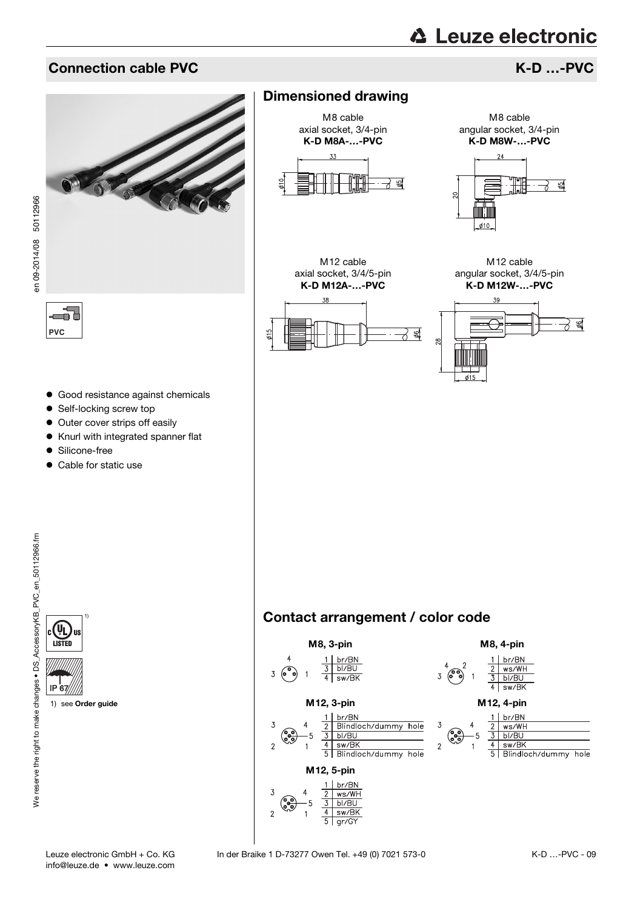# Connection cable PVC

## K-D …-PVC

PVC

- Good resistance against chemicals
- Self-locking screw top
- Outer cover strips off easily
- Knurl with integrated spanner flat
- Silicone-free
- Cable for static use

1) see **Order guide**

IP 67

## Dimensioned drawing

M8 cable
axial socket, 3/4-pin
**K-D M8A-…-PVC**

M8 cable
angular socket, 3/4-pin
**K-D M8W-…-PVC**

M12 cable
axial socket, 3/4/5-pin
**K-D M12A-…-PVC**

M12 cable
angular socket, 3/4/5-pin
**K-D M12W-…-PVC**

## Contact arrangement / color code

**M8, 3-pin**

| Pin | Color |
|---|---|
| 1 | br/BN |
| 3 | bl/BU |
| 4 | sw/BK |

**M8, 4-pin**

| Pin | Color |
|---|---|
| 1 | br/BN |
| 2 | ws/WH |
| 3 | bl/BU |
| 4 | sw/BK |

**M12, 3-pin**

| Pin | Color |
|---|---|
| 1 | br/BN |
| 2 | Blindloch/dummy hole |
| 3 | bl/BU |
| 4 | sw/BK |
| 5 | Blindloch/dummy hole |

**M12, 4-pin**

| Pin | Color |
|---|---|
| 1 | br/BN |
| 2 | ws/WH |
| 3 | bl/BU |
| 4 | sw/BK |
| 5 | Blindloch/dummy hole |

**M12, 5-pin**

| Pin | Color |
|---|---|
| 1 | br/BN |
| 2 | ws/WH |
| 3 | bl/BU |
| 4 | sw/BK |
| 5 | gr/GY |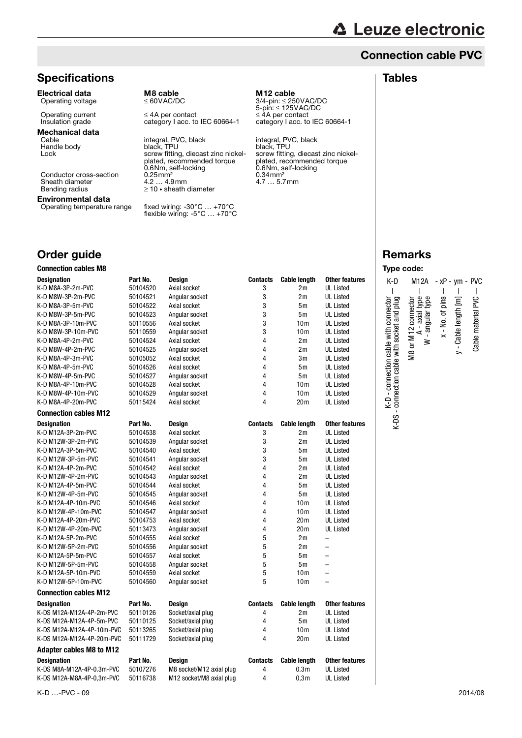## Connection cable PVC

## Specifications

| | M8 cable | M12 cable |
|---|---|---|
| **Electrical data** | | |
| Operating voltage | ≤ 60VAC/DC | 3/4-pin: ≤ 250VAC/DC<br>5-pin: ≤ 125VAC/DC |
| Operating current | ≤ 4A per contact | ≤ 4A per contact |
| Insulation grade | category I acc. to IEC 60664-1 | category I acc. to IEC 60664-1 |
| **Mechanical data** | | |
| Cable | integral, PVC, black | integral, PVC, black |
| Handle body | black, TPU | black, TPU |
| Lock | screw fitting, diecast zinc nickel-plated, recommended torque 0.6Nm, self-locking | screw fitting, diecast zinc nickel-plated, recommended torque 0.6Nm, self-locking |
| Conductor cross-section | 0.25mm² | 0.34mm² |
| Sheath diameter | 4.2 … 4.9mm | 4.7 … 5.7mm |
| Bending radius | ≥ 10 • sheath diameter | |
| **Environmental data** | | |
| Operating temperature range | fixed wiring: -30°C … +70°C<br>flexible wiring: -5°C … +70°C | |

## Tables

## Order guide

**Connection cables M8**

| Designation | Part No. | Design | Contacts | Cable length | Other features |
|---|---|---|---|---|---|
| K-D M8A-3P-2m-PVC | 50104520 | Axial socket | 3 | 2m | UL Listed |
| K-D M8W-3P-2m-PVC | 50104521 | Angular socket | 3 | 2m | UL Listed |
| K-D M8A-3P-5m-PVC | 50104522 | Axial socket | 3 | 5m | UL Listed |
| K-D M8W-3P-5m-PVC | 50104523 | Angular socket | 3 | 5m | UL Listed |
| K-D M8A-3P-10m-PVC | 50110556 | Axial socket | 3 | 10m | UL Listed |
| K-D M8W-3P-10m-PVC | 50110559 | Angular socket | 3 | 10m | UL Listed |
| K-D M8A-4P-2m-PVC | 50104524 | Axial socket | 4 | 2m | UL Listed |
| K-D M8W-4P-2m-PVC | 50104525 | Angular socket | 4 | 2m | UL Listed |
| K-D M8A-4P-3m-PVC | 50105052 | Axial socket | 4 | 3m | UL Listed |
| K-D M8A-4P-5m-PVC | 50104526 | Axial socket | 4 | 5m | UL Listed |
| K-D M8W-4P-5m-PVC | 50104527 | Angular socket | 4 | 5m | UL Listed |
| K-D M8A-4P-10m-PVC | 50104528 | Axial socket | 4 | 10m | UL Listed |
| K-D M8W-4P-10m-PVC | 50104529 | Angular socket | 4 | 10m | UL Listed |
| K-D M8A-4P-20m-PVC | 50115424 | Axial socket | 4 | 20m | UL Listed |

**Connection cables M12**

| Designation | Part No. | Design | Contacts | Cable length | Other features |
|---|---|---|---|---|---|
| K-D M12A-3P-2m-PVC | 50104538 | Axial socket | 3 | 2m | UL Listed |
| K-D M12W-3P-2m-PVC | 50104539 | Angular socket | 3 | 2m | UL Listed |
| K-D M12A-3P-5m-PVC | 50104540 | Axial socket | 3 | 5m | UL Listed |
| K-D M12W-3P-5m-PVC | 50104541 | Angular socket | 3 | 5m | UL Listed |
| K-D M12A-4P-2m-PVC | 50104542 | Axial socket | 4 | 2m | UL Listed |
| K-D M12W-4P-2m-PVC | 50104543 | Angular socket | 4 | 2m | UL Listed |
| K-D M12A-4P-5m-PVC | 50104544 | Axial socket | 4 | 5m | UL Listed |
| K-D M12W-4P-5m-PVC | 50104545 | Angular socket | 4 | 5m | UL Listed |
| K-D M12A-4P-10m-PVC | 50104546 | Axial socket | 4 | 10m | UL Listed |
| K-D M12W-4P-10m-PVC | 50104547 | Angular socket | 4 | 10m | UL Listed |
| K-D M12A-4P-20m-PVC | 50104753 | Axial socket | 4 | 20m | UL Listed |
| K-D M12W-4P-20m-PVC | 50113473 | Angular socket | 4 | 20m | UL Listed |
| K-D M12A-5P-2m-PVC | 50104555 | Axial socket | 5 | 2m | – |
| K-D M12W-5P-2m-PVC | 50104556 | Angular socket | 5 | 2m | – |
| K-D M12A-5P-5m-PVC | 50104557 | Axial socket | 5 | 5m | – |
| K-D M12W-5P-5m-PVC | 50104558 | Angular socket | 5 | 5m | – |
| K-D M12A-5P-10m-PVC | 50104559 | Axial socket | 5 | 10m | – |
| K-D M12W-5P-10m-PVC | 50104560 | Angular socket | 5 | 10m | – |

**Connection cables M12**

| Designation | Part No. | Design | Contacts | Cable length | Other features |
|---|---|---|---|---|---|
| K-DS M12A-M12A-4P-2m-PVC | 50110126 | Socket/axial plug | 4 | 2m | UL Listed |
| K-DS M12A-M12A-4P-5m-PVC | 50110125 | Socket/axial plug | 4 | 5m | UL Listed |
| K-DS M12A-M12A-4P-10m-PVC | 50113265 | Socket/axial plug | 4 | 10m | UL Listed |
| K-DS M12A-M12A-4P-20m-PVC | 50111729 | Socket/axial plug | 4 | 20m | UL Listed |

**Adapter cables M8 to M12**

| Designation | Part No. | Design | Contacts | Cable length | Other features |
|---|---|---|---|---|---|
| K-DS M8A-M12A-4P-0.3m-PVC | 50107276 | M8 socket/M12 axial plug | 4 | 0.3m | UL Listed |
| K-DS M12A-M8A-4P-0,3m-PVC | 50116738 | M12 socket/M8 axial plug | 4 | 0,3m | UL Listed |

## Remarks

**Type code:**

K-D M12A - xP - ym - PVC

- K-D - connection cable with connector
- K-DS - connection cable with socket and plug
- M8 or M12 connector
  - A - axial type
  - W - angular type
- x - No. of pins
- y - Cable length [m]
- Cable material PVC

K-D …-PVC - 09 2014/08